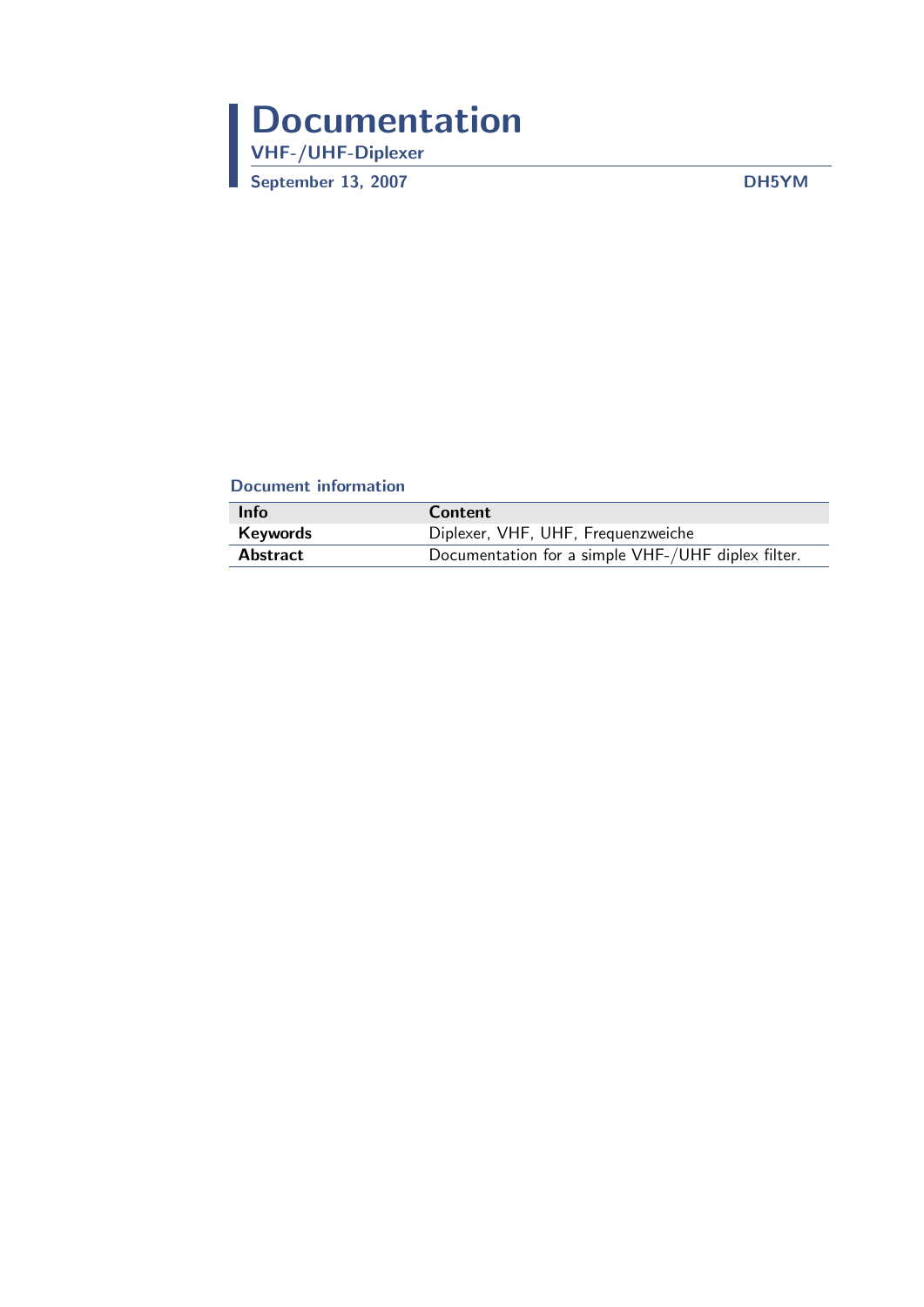# Documentation

**VHF-/UHF-Diplexer**

**September 13, 2007** **DH5YM**

### Document information

| Info | Content |
| --- | --- |
| **Keywords** | Diplexer, VHF, UHF, Frequenzweiche |
| **Abstract** | Documentation for a simple VHF-/UHF diplex filter. |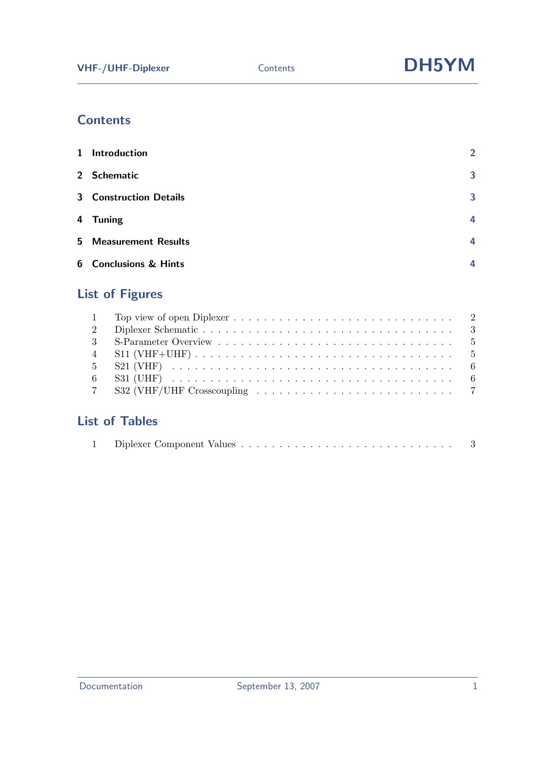# Contents

| | | |
|---|---|---|
| **1** | **Introduction** | **2** |
| **2** | **Schematic** | **3** |
| **3** | **Construction Details** | **3** |
| **4** | **Tuning** | **4** |
| **5** | **Measurement Results** | **4** |
| **6** | **Conclusions & Hints** | **4** |

# List of Figures

| | | |
|---|---|---|
| 1 | Top view of open Diplexer | 2 |
| 2 | Diplexer Schematic | 3 |
| 3 | S-Parameter Overview | 5 |
| 4 | S11 (VHF+UHF) | 5 |
| 5 | S21 (VHF) | 6 |
| 6 | S31 (UHF) | 6 |
| 7 | S32 (VHF/UHF Crosscoupling | 7 |

# List of Tables

| | | |
|---|---|---|
| 1 | Diplexer Component Values | 3 |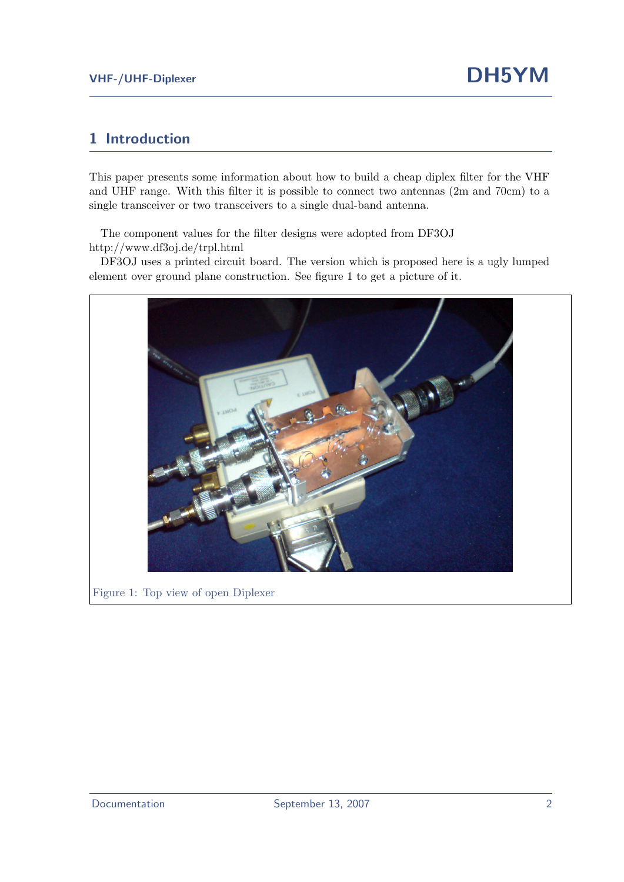# 1 Introduction

This paper presents some information about how to build a cheap diplex filter for the VHF and UHF range. With this filter it is possible to connect two antennas (2m and 70cm) to a single transceiver or two transceivers to a single dual-band antenna.

The component values for the filter designs were adopted from DF3OJ http://www.df3oj.de/trpl.html

DF3OJ uses a printed circuit board. The version which is proposed here is a ugly lumped element over ground plane construction. See figure 1 to get a picture of it.

Figure 1: Top view of open Diplexer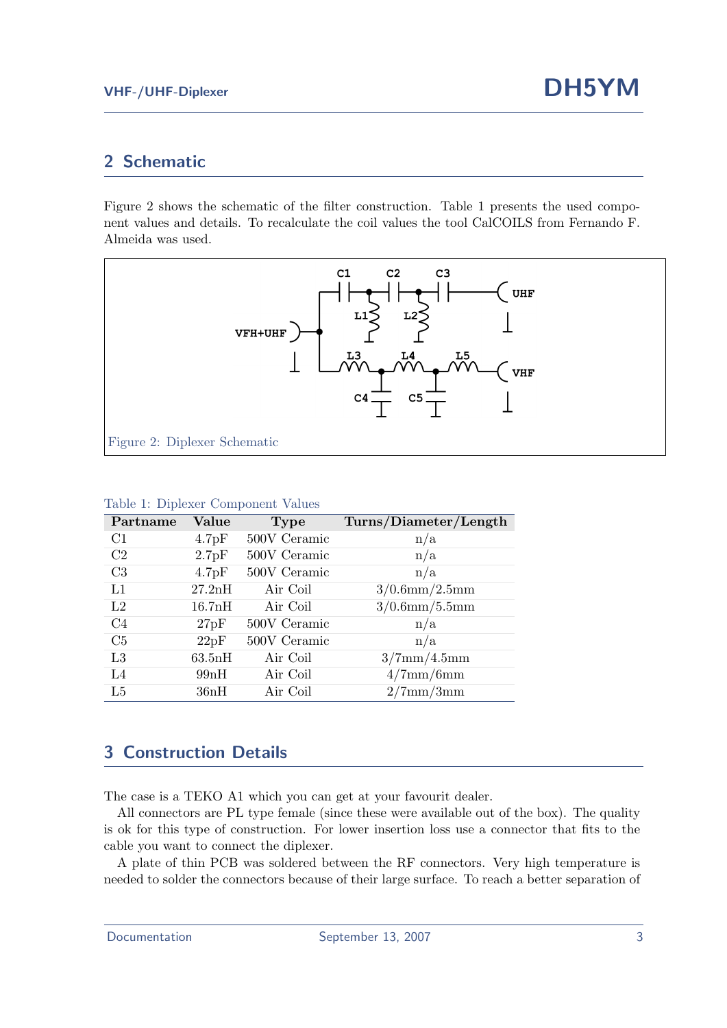## 2 Schematic

Figure 2 shows the schematic of the filter construction. Table 1 presents the used component values and details. To recalculate the coil values the tool CalCOILS from Fernando F. Almeida was used.

Figure 2: Diplexer Schematic

Table 1: Diplexer Component Values

| Partname | Value | Type | Turns/Diameter/Length |
|---|---|---|---|
| C1 | 4.7pF | 500V Ceramic | n/a |
| C2 | 2.7pF | 500V Ceramic | n/a |
| C3 | 4.7pF | 500V Ceramic | n/a |
| L1 | 27.2nH | Air Coil | 3/0.6mm/2.5mm |
| L2 | 16.7nH | Air Coil | 3/0.6mm/5.5mm |
| C4 | 27pF | 500V Ceramic | n/a |
| C5 | 22pF | 500V Ceramic | n/a |
| L3 | 63.5nH | Air Coil | 3/7mm/4.5mm |
| L4 | 99nH | Air Coil | 4/7mm/6mm |
| L5 | 36nH | Air Coil | 2/7mm/3mm |

## 3 Construction Details

The case is a TEKO A1 which you can get at your favourit dealer.

All connectors are PL type female (since these were available out of the box). The quality is ok for this type of construction. For lower insertion loss use a connector that fits to the cable you want to connect the diplexer.

A plate of thin PCB was soldered between the RF connectors. Very high temperature is needed to solder the connectors because of their large surface. To reach a better separation of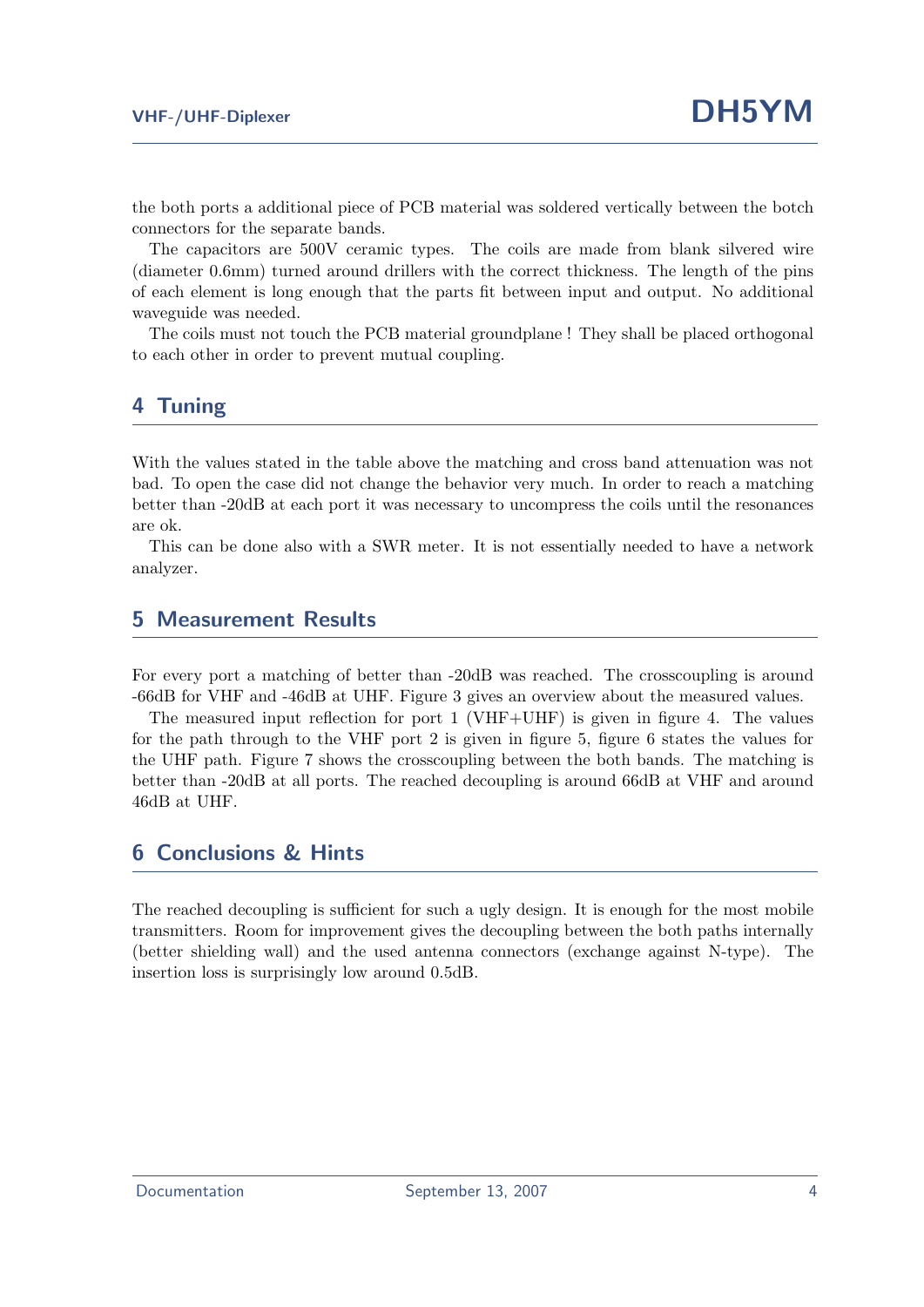the both ports a additional piece of PCB material was soldered vertically between the botch connectors for the separate bands.

The capacitors are 500V ceramic types. The coils are made from blank silvered wire (diameter 0.6mm) turned around drillers with the correct thickness. The length of the pins of each element is long enough that the parts fit between input and output. No additional waveguide was needed.

The coils must not touch the PCB material groundplane ! They shall be placed orthogonal to each other in order to prevent mutual coupling.

## 4 Tuning

With the values stated in the table above the matching and cross band attenuation was not bad. To open the case did not change the behavior very much. In order to reach a matching better than -20dB at each port it was necessary to uncompress the coils until the resonances are ok.

This can be done also with a SWR meter. It is not essentially needed to have a network analyzer.

## 5 Measurement Results

For every port a matching of better than -20dB was reached. The crosscoupling is around -66dB for VHF and -46dB at UHF. Figure 3 gives an overview about the measured values.

The measured input reflection for port 1 (VHF+UHF) is given in figure 4. The values for the path through to the VHF port 2 is given in figure 5, figure 6 states the values for the UHF path. Figure 7 shows the crosscoupling between the both bands. The matching is better than -20dB at all ports. The reached decoupling is around 66dB at VHF and around 46dB at UHF.

## 6 Conclusions & Hints

The reached decoupling is sufficient for such a ugly design. It is enough for the most mobile transmitters. Room for improvement gives the decoupling between the both paths internally (better shielding wall) and the used antenna connectors (exchange against N-type). The insertion loss is surprisingly low around 0.5dB.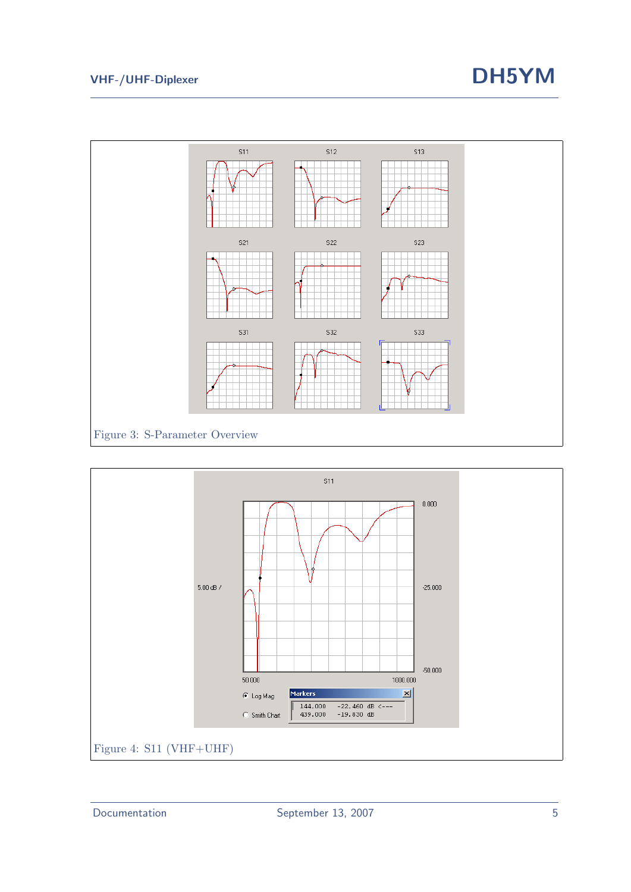Figure 3: S-Parameter Overview

Figure 4: S11 (VHF+UHF)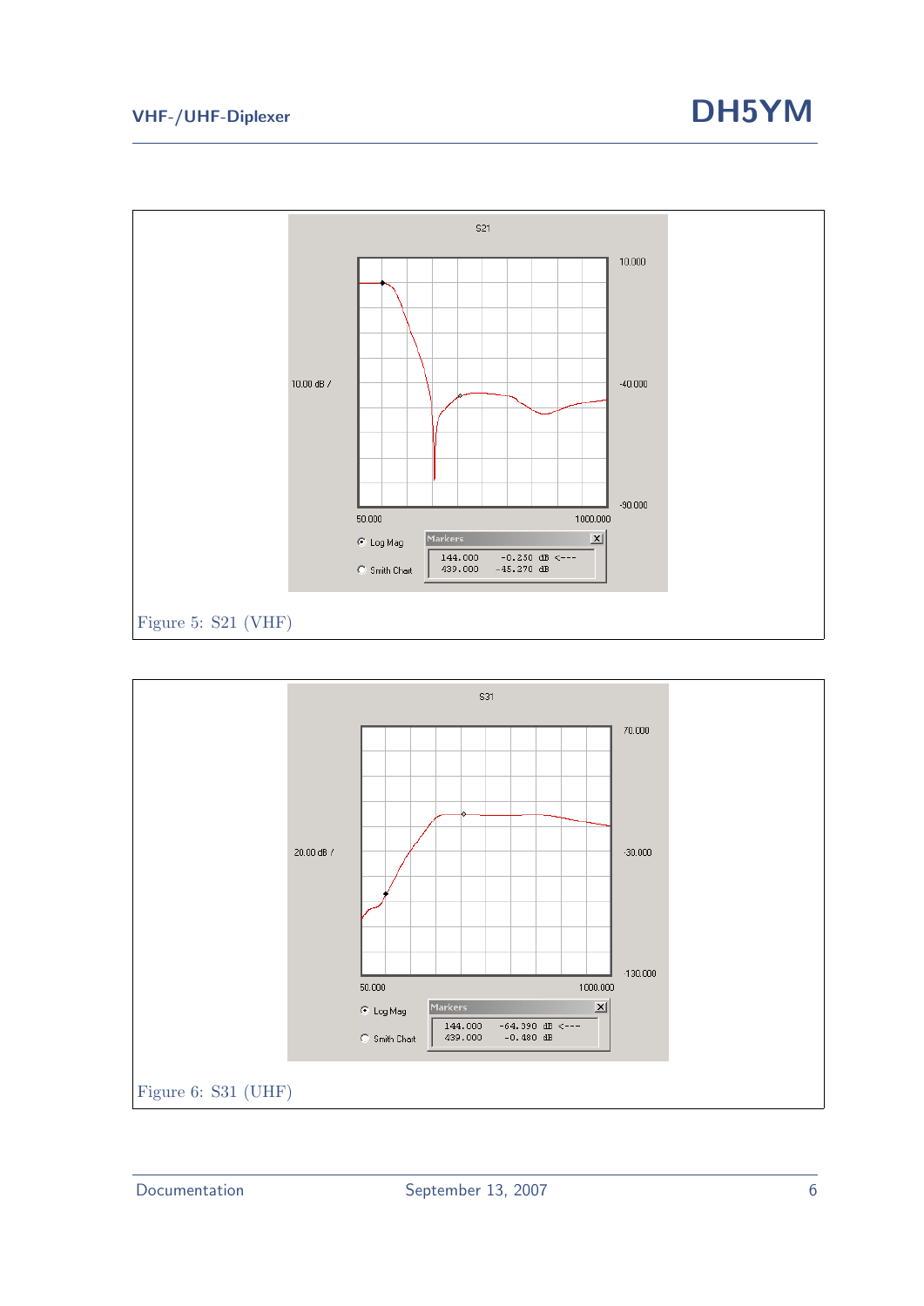Figure 5: S21 (VHF)

Figure 6: S31 (UHF)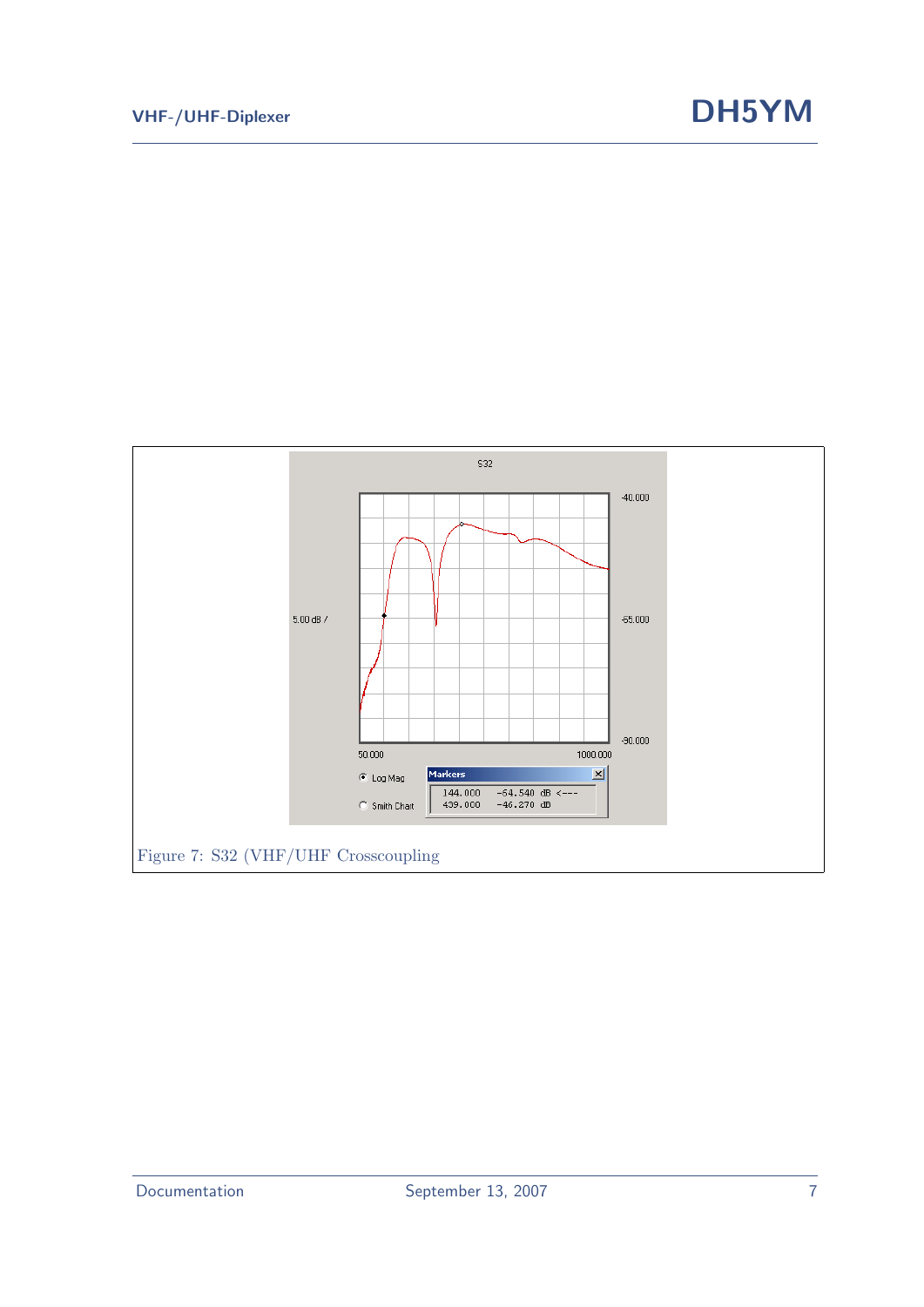S32

-40.000

5.00 dB /

-65.000

-90.000

50.000

1000.000

Log Mag

Smith Chart

Markers

144.000 -64.540 dB <---
439.000 -46.270 dB

Figure 7: S32 (VHF/UHF Crosscoupling